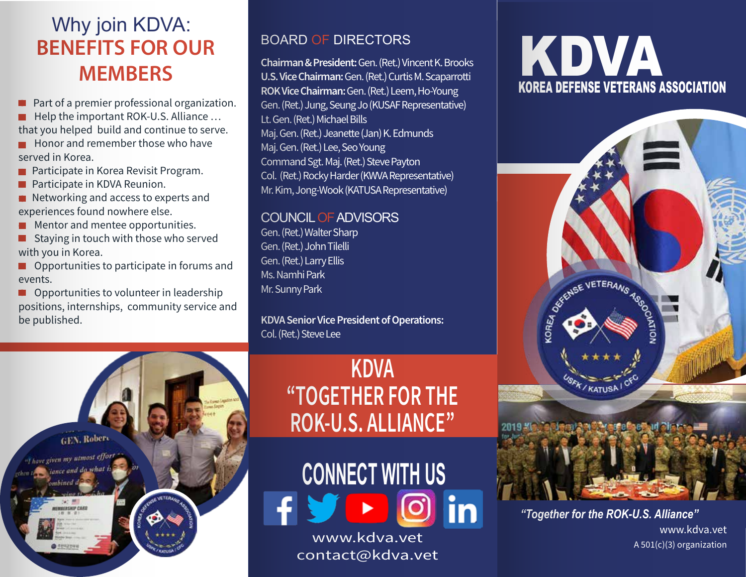# Why join KDVA: BENEFITS FOR OUR MEMBERS

- Part of a premier professional organization.
- Help the important ROK-U.S. Alliance … that you helped build and continue to serve.
- Honor and remember those who have served in Korea.
- Participate in Korea Revisit Program.
- Participate in KDVA Reunion.
- Networking and access to experts and experiences found nowhere else.
- Mentor and mentee opportunities.
- Staying in touch with those who served with you in Korea.
- Opportunities to participate in forums and events.
- Opportunities to volunteer in leadership positions, internships, community service and be published.

## BOARD OF DIRECTORS

**Chairman & President:** Gen. (Ret.) Vincent K. Brooks
**U.S. Vice Chairman:** Gen. (Ret.) Curtis M. Scaparrotti
**ROK Vice Chairman:** Gen. (Ret.) Leem, Ho-Young
Gen. (Ret.) Jung, Seung Jo (KUSAF Representative)
Lt. Gen. (Ret.) Michael Bills
Maj. Gen. (Ret.) Jeanette (Jan) K. Edmunds
Maj. Gen. (Ret.) Lee, Seo Young
Command Sgt. Maj. (Ret.) Steve Payton
Col. (Ret.) Rocky Harder (KWVA Representative)
Mr. Kim, Jong-Wook (KATUSA Representative)

## COUNCIL OF ADVISORS

Gen. (Ret.) Walter Sharp
Gen. (Ret.) John Tilelli
Gen. (Ret.) Larry Ellis
Ms. Namhi Park
Mr. Sunny Park

**KDVA Senior Vice President of Operations:**
Col. (Ret.) Steve Lee

## KDVA "TOGETHER FOR THE ROK-U.S. ALLIANCE"

## CONNECT WITH US

www.kdva.vet
contact@kdva.vet

# KDVA

## KOREA DEFENSE VETERANS ASSOCIATION

*"Together for the ROK-U.S. Alliance"*

www.kdva.vet
A 501(c)(3) organization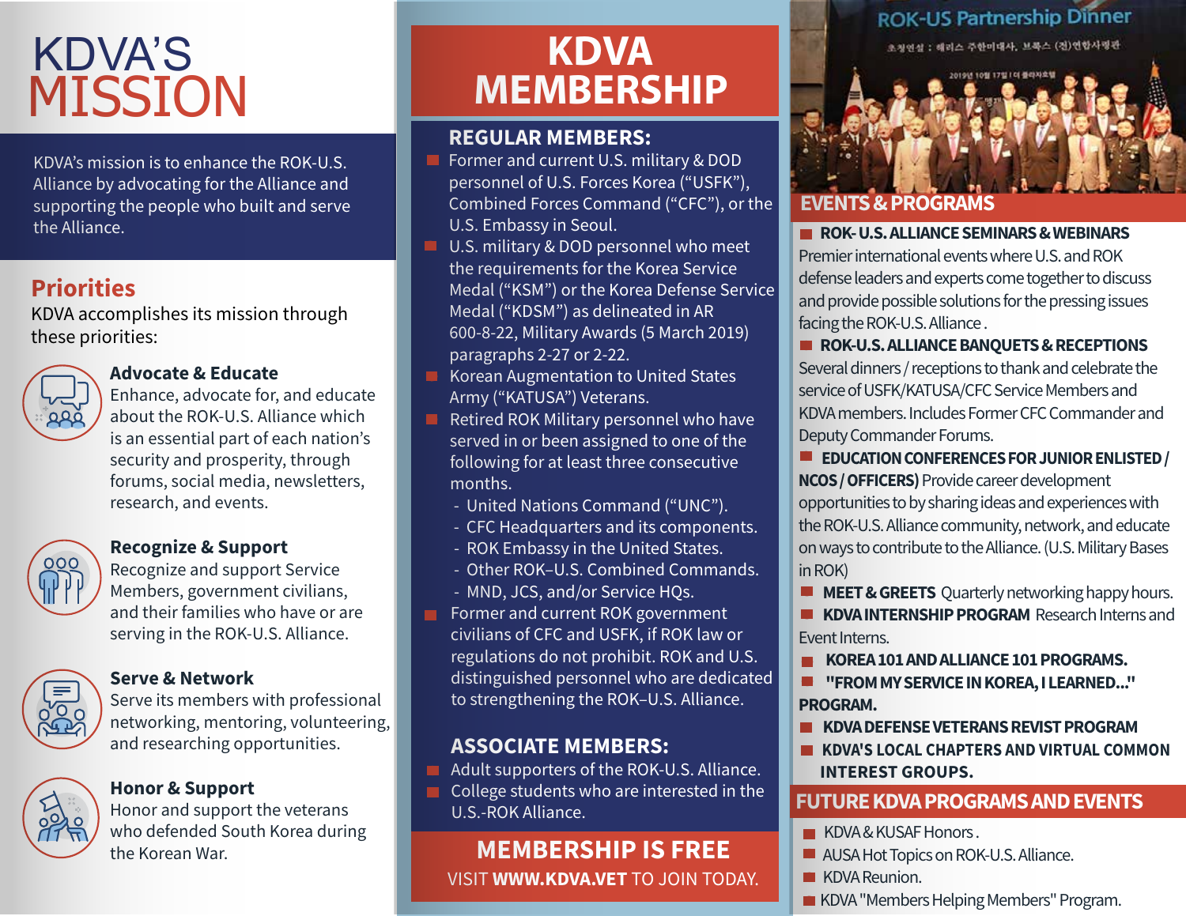# KDVA'S MISSION

KDVA's mission is to enhance the ROK-U.S. Alliance by advocating for the Alliance and supporting the people who built and serve the Alliance.

## Priorities

KDVA accomplishes its mission through these priorities:

**Advocate & Educate**
Enhance, advocate for, and educate about the ROK-U.S. Alliance which is an essential part of each nation's security and prosperity, through forums, social media, newsletters, research, and events.

**Recognize & Support**
Recognize and support Service Members, government civilians, and their families who have or are serving in the ROK-U.S. Alliance.

**Serve & Network**
Serve its members with professional networking, mentoring, volunteering, and researching opportunities.

**Honor & Support**
Honor and support the veterans who defended South Korea during the Korean War.

# KDVA MEMBERSHIP

## REGULAR MEMBERS:

- Former and current U.S. military & DOD personnel of U.S. Forces Korea ("USFK"), Combined Forces Command ("CFC"), or the U.S. Embassy in Seoul.
- U.S. military & DOD personnel who meet the requirements for the Korea Service Medal ("KSM") or the Korea Defense Service Medal ("KDSM") as delineated in AR 600-8-22, Military Awards (5 March 2019) paragraphs 2-27 or 2-22.
- Korean Augmentation to United States Army ("KATUSA") Veterans.
- Retired ROK Military personnel who have served in or been assigned to one of the following for at least three consecutive months.
  - United Nations Command ("UNC").
  - CFC Headquarters and its components.
  - ROK Embassy in the United States.
  - Other ROK–U.S. Combined Commands.
  - MND, JCS, and/or Service HQs.
- Former and current ROK government civilians of CFC and USFK, if ROK law or regulations do not prohibit. ROK and U.S. distinguished personnel who are dedicated to strengthening the ROK–U.S. Alliance.

## ASSOCIATE MEMBERS:

- Adult supporters of the ROK-U.S. Alliance.
- College students who are interested in the U.S.-ROK Alliance.

**MEMBERSHIP IS FREE**
VISIT **WWW.KDVA.VET** TO JOIN TODAY.

ROK-US Partnership Dinner

## EVENTS & PROGRAMS

- **ROK- U.S. ALLIANCE SEMINARS & WEBINARS** Premier international events where U.S. and ROK defense leaders and experts come together to discuss and provide possible solutions for the pressing issues facing the ROK-U.S. Alliance .
- **ROK-U.S. ALLIANCE BANQUETS & RECEPTIONS** Several dinners / receptions to thank and celebrate the service of USFK/KATUSA/CFC Service Members and KDVA members. Includes Former CFC Commander and Deputy Commander Forums.
- **EDUCATION CONFERENCES FOR JUNIOR ENLISTED / NCOS / OFFICERS)** Provide career development opportunities to by sharing ideas and experiences with the ROK-U.S. Alliance community, network, and educate on ways to contribute to the Alliance. (U.S. Military Bases in ROK)
- **MEET & GREETS** Quarterly networking happy hours.
- **KDVA INTERNSHIP PROGRAM** Research Interns and Event Interns.
- **KOREA 101 AND ALLIANCE 101 PROGRAMS.**
- **"FROM MY SERVICE IN KOREA, I LEARNED..." PROGRAM.**
- **KDVA DEFENSE VETERANS REVIST PROGRAM**
- **KDVA'S LOCAL CHAPTERS AND VIRTUAL COMMON INTEREST GROUPS.**

## FUTURE KDVA PROGRAMS AND EVENTS

- KDVA & KUSAF Honors .
- AUSA Hot Topics on ROK-U.S. Alliance.
- KDVA Reunion.
- KDVA "Members Helping Members" Program.